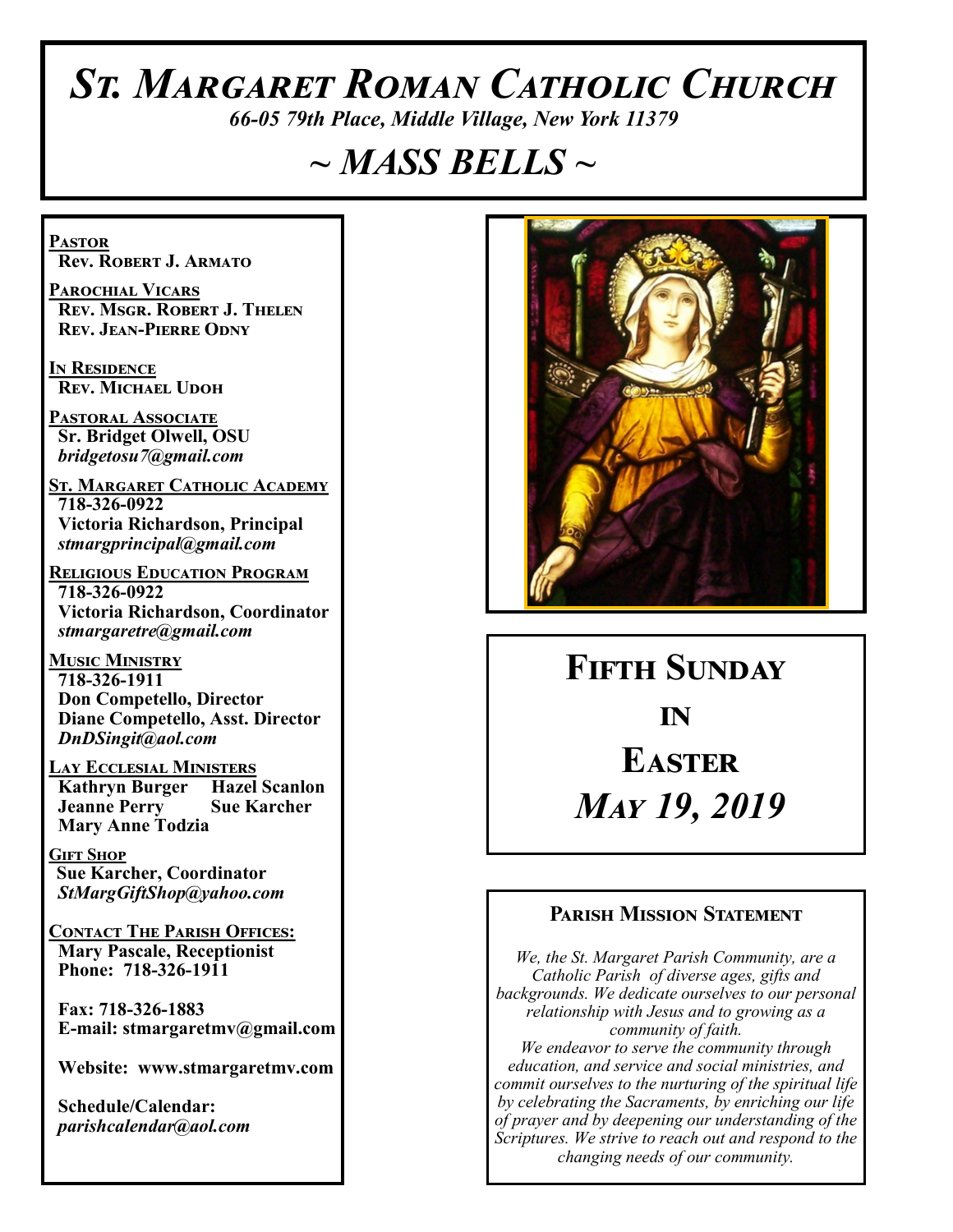# *St. Margaret Roman Catholic Church*

*66-05 79th Place, Middle Village, New York 11379*

# *~ MASS BELLS ~*

**Pastor**
**Rev. Robert J. Armato**

**Parochial Vicars**
**Rev. Msgr. Robert J. Thelen**
**Rev. Jean-Pierre Odny**

**In Residence**
**Rev. Michael Udoh**

**Pastoral Associate**
**Sr. Bridget Olwell, OSU**
*bridgetosu7@gmail.com*

**St. Margaret Catholic Academy**
**718-326-0922**
**Victoria Richardson, Principal**
*stmargprincipal@gmail.com*

**Religious Education Program**
**718-326-0922**
**Victoria Richardson, Coordinator**
*stmargaretre@gmail.com*

**Music Ministry**
**718-326-1911**
**Don Competello, Director**
**Diane Competello, Asst. Director**
*DnDSingit@aol.com*

**Lay Ecclesial Ministers**
**Kathryn Burger** **Hazel Scanlon**
**Jeanne Perry** **Sue Karcher**
**Mary Anne Todzia**

**Gift Shop**
**Sue Karcher, Coordinator**
*StMargGiftShop@yahoo.com*

**Contact The Parish Offices:**
**Mary Pascale, Receptionist**
**Phone: 718-326-1911**

**Fax: 718-326-1883**
**E-mail: stmargaretmv@gmail.com**

**Website: www.stmargaretmv.com**

**Schedule/Calendar:**
*parishcalendar@aol.com*

## Fifth Sunday in Easter

## *May 19, 2019*

### Parish Mission Statement

*We, the St. Margaret Parish Community, are a Catholic Parish of diverse ages, gifts and backgrounds. We dedicate ourselves to our personal relationship with Jesus and to growing as a community of faith.*
*We endeavor to serve the community through education, and service and social ministries, and commit ourselves to the nurturing of the spiritual life by celebrating the Sacraments, by enriching our life of prayer and by deepening our understanding of the Scriptures. We strive to reach out and respond to the changing needs of our community.*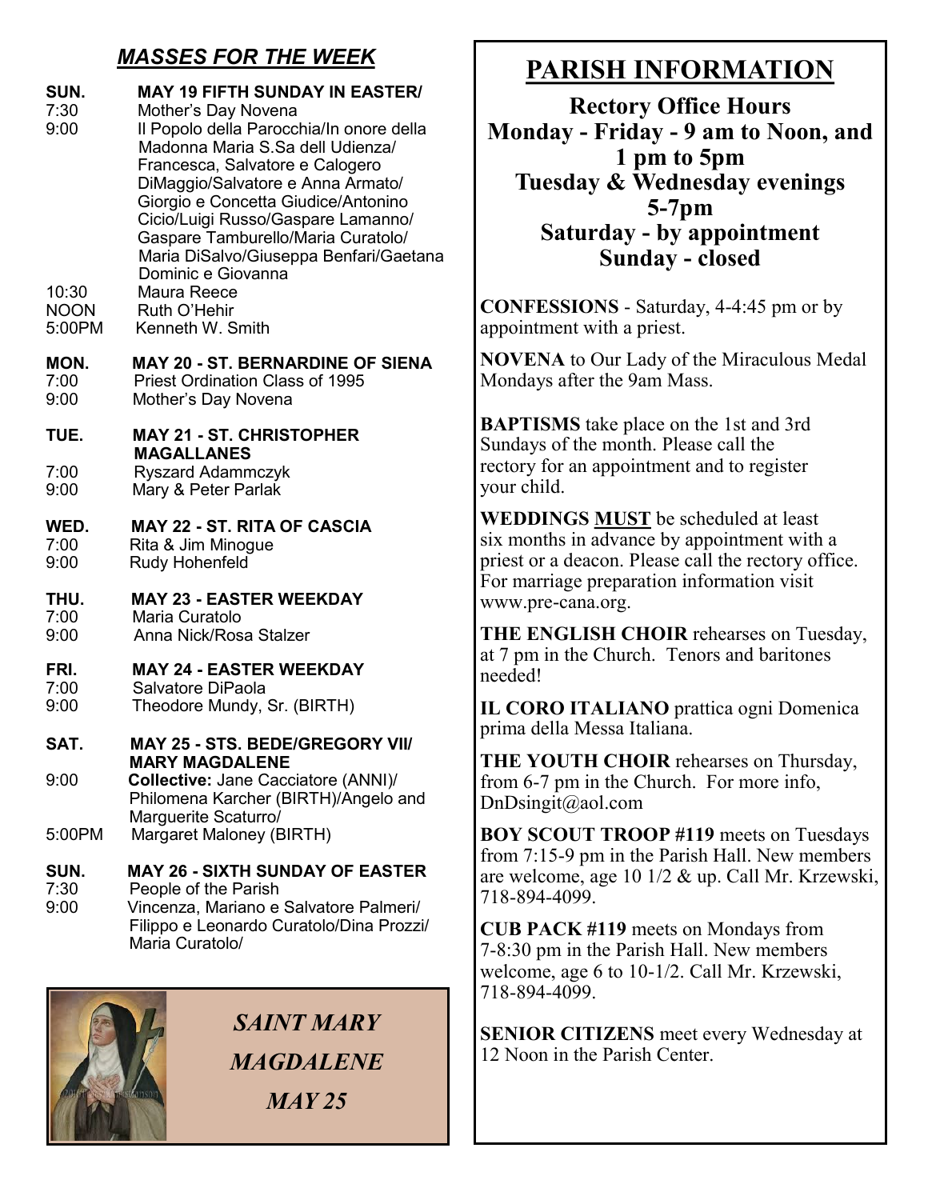## *MASSES FOR THE WEEK*

**SUN. MAY 19 FIFTH SUNDAY IN EASTER/**
7:30 Mother's Day Novena
9:00 Il Popolo della Parocchia/In onore della Madonna Maria S.Sa dell Udienza/ Francesca, Salvatore e Calogero DiMaggio/Salvatore e Anna Armato/ Giorgio e Concetta Giudice/Antonino Cicio/Luigi Russo/Gaspare Lamanno/ Gaspare Tamburello/Maria Curatolo/ Maria DiSalvo/Giuseppa Benfari/Gaetana Dominic e Giovanna
10:30 Maura Reece
NOON Ruth O'Hehir
5:00PM Kenneth W. Smith

**MON. MAY 20 - ST. BERNARDINE OF SIENA**
7:00 Priest Ordination Class of 1995
9:00 Mother's Day Novena

**TUE. MAY 21 - ST. CHRISTOPHER MAGALLANES**
7:00 Ryszard Adammczyk
9:00 Mary & Peter Parlak

**WED. MAY 22 - ST. RITA OF CASCIA**
7:00 Rita & Jim Minogue
9:00 Rudy Hohenfeld

**THU. MAY 23 - EASTER WEEKDAY**
7:00 Maria Curatolo
9:00 Anna Nick/Rosa Stalzer

**FRI. MAY 24 - EASTER WEEKDAY**
7:00 Salvatore DiPaola
9:00 Theodore Mundy, Sr. (BIRTH)

**SAT. MAY 25 - STS. BEDE/GREGORY VII/ MARY MAGDALENE**
9:00 **Collective:** Jane Cacciatore (ANNI)/ Philomena Karcher (BIRTH)/Angelo and Marguerite Scaturro/
5:00PM Margaret Maloney (BIRTH)

**SUN. MAY 26 - SIXTH SUNDAY OF EASTER**
7:30 People of the Parish
9:00 Vincenza, Mariano e Salvatore Palmeri/ Filippo e Leonardo Curatolo/Dina Prozzi/ Maria Curatolo/

*SAINT MARY MAGDALENE*

*MAY 25*

## PARISH INFORMATION

**Rectory Office Hours**
**Monday - Friday - 9 am to Noon, and 1 pm to 5pm**
**Tuesday & Wednesday evenings 5-7pm**
**Saturday - by appointment**
**Sunday - closed**

**CONFESSIONS** - Saturday, 4-4:45 pm or by appointment with a priest.

**NOVENA** to Our Lady of the Miraculous Medal Mondays after the 9am Mass.

**BAPTISMS** take place on the 1st and 3rd Sundays of the month. Please call the rectory for an appointment and to register your child.

**WEDDINGS MUST** be scheduled at least six months in advance by appointment with a priest or a deacon. Please call the rectory office. For marriage preparation information visit www.pre-cana.org.

**THE ENGLISH CHOIR** rehearses on Tuesday, at 7 pm in the Church. Tenors and baritones needed!

**IL CORO ITALIANO** prattica ogni Domenica prima della Messa Italiana.

**THE YOUTH CHOIR** rehearses on Thursday, from 6-7 pm in the Church. For more info, DnDsingit@aol.com

**BOY SCOUT TROOP #119** meets on Tuesdays from 7:15-9 pm in the Parish Hall. New members are welcome, age 10 1/2 & up. Call Mr. Krzewski, 718-894-4099.

**CUB PACK #119** meets on Mondays from 7-8:30 pm in the Parish Hall. New members welcome, age 6 to 10-1/2. Call Mr. Krzewski, 718-894-4099.

**SENIOR CITIZENS** meet every Wednesday at 12 Noon in the Parish Center.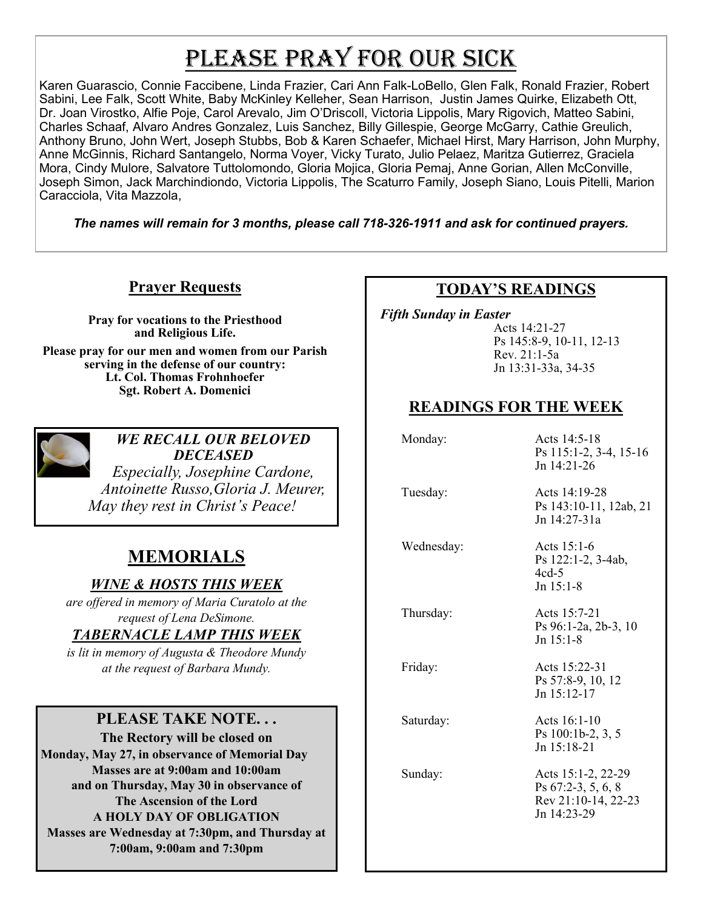# Please Pray for Our Sick

Karen Guarascio, Connie Faccibene, Linda Frazier, Cari Ann Falk-LoBello, Glen Falk, Ronald Frazier, Robert Sabini, Lee Falk, Scott White, Baby McKinley Kelleher, Sean Harrison, Justin James Quirke, Elizabeth Ott, Dr. Joan Virostko, Alfie Poje, Carol Arevalo, Jim O'Driscoll, Victoria Lippolis, Mary Rigovich, Matteo Sabini, Charles Schaaf, Alvaro Andres Gonzalez, Luis Sanchez, Billy Gillespie, George McGarry, Cathie Greulich, Anthony Bruno, John Wert, Joseph Stubbs, Bob & Karen Schaefer, Michael Hirst, Mary Harrison, John Murphy, Anne McGinnis, Richard Santangelo, Norma Voyer, Vicky Turato, Julio Pelaez, Maritza Gutierrez, Graciela Mora, Cindy Mulore, Salvatore Tuttolomondo, Gloria Mojica, Gloria Pemaj, Anne Gorian, Allen McConville, Joseph Simon, Jack Marchindiondo, Victoria Lippolis, The Scaturro Family, Joseph Siano, Louis Pitelli, Marion Caracciola, Vita Mazzola,

***The names will remain for 3 months, please call 718-326-1911 and ask for continued prayers.***

## Prayer Requests

**Pray for vocations to the Priesthood and Religious Life.**

**Please pray for our men and women from our Parish serving in the defense of our country:**
**Lt. Col. Thomas Frohnhoefer**
**Sgt. Robert A. Domenici**

***WE RECALL OUR BELOVED DECEASED***

*Especially, Josephine Cardone, Antoinette Russo,Gloria J. Meurer,*
*May they rest in Christ's Peace!*

## MEMORIALS

### *WINE & HOSTS THIS WEEK*

*are offered in memory of Maria Curatolo at the request of Lena DeSimone.*

### *TABERNACLE LAMP THIS WEEK*

*is lit in memory of Augusta & Theodore Mundy at the request of Barbara Mundy.*

### PLEASE TAKE NOTE. . .

**The Rectory will be closed on Monday, May 27, in observance of Memorial Day**
**Masses are at 9:00am and 10:00am**
**and on Thursday, May 30 in observance of The Ascension of the Lord**
**A HOLY DAY OF OBLIGATION**
**Masses are Wednesday at 7:30pm, and Thursday at 7:00am, 9:00am and 7:30pm**

## TODAY'S READINGS

***Fifth Sunday in Easter***

Acts 14:21-27
Ps 145:8-9, 10-11, 12-13
Rev. 21:1-5a
Jn 13:31-33a, 34-35

## READINGS FOR THE WEEK

| | |
|---|---|
| Monday: | Acts 14:5-18<br>Ps 115:1-2, 3-4, 15-16<br>Jn 14:21-26 |
| Tuesday: | Acts 14:19-28<br>Ps 143:10-11, 12ab, 21<br>Jn 14:27-31a |
| Wednesday: | Acts 15:1-6<br>Ps 122:1-2, 3-4ab, 4cd-5<br>Jn 15:1-8 |
| Thursday: | Acts 15:7-21<br>Ps 96:1-2a, 2b-3, 10<br>Jn 15:1-8 |
| Friday: | Acts 15:22-31<br>Ps 57:8-9, 10, 12<br>Jn 15:12-17 |
| Saturday: | Acts 16:1-10<br>Ps 100:1b-2, 3, 5<br>Jn 15:18-21 |
| Sunday: | Acts 15:1-2, 22-29<br>Ps 67:2-3, 5, 6, 8<br>Rev 21:10-14, 22-23<br>Jn 14:23-29 |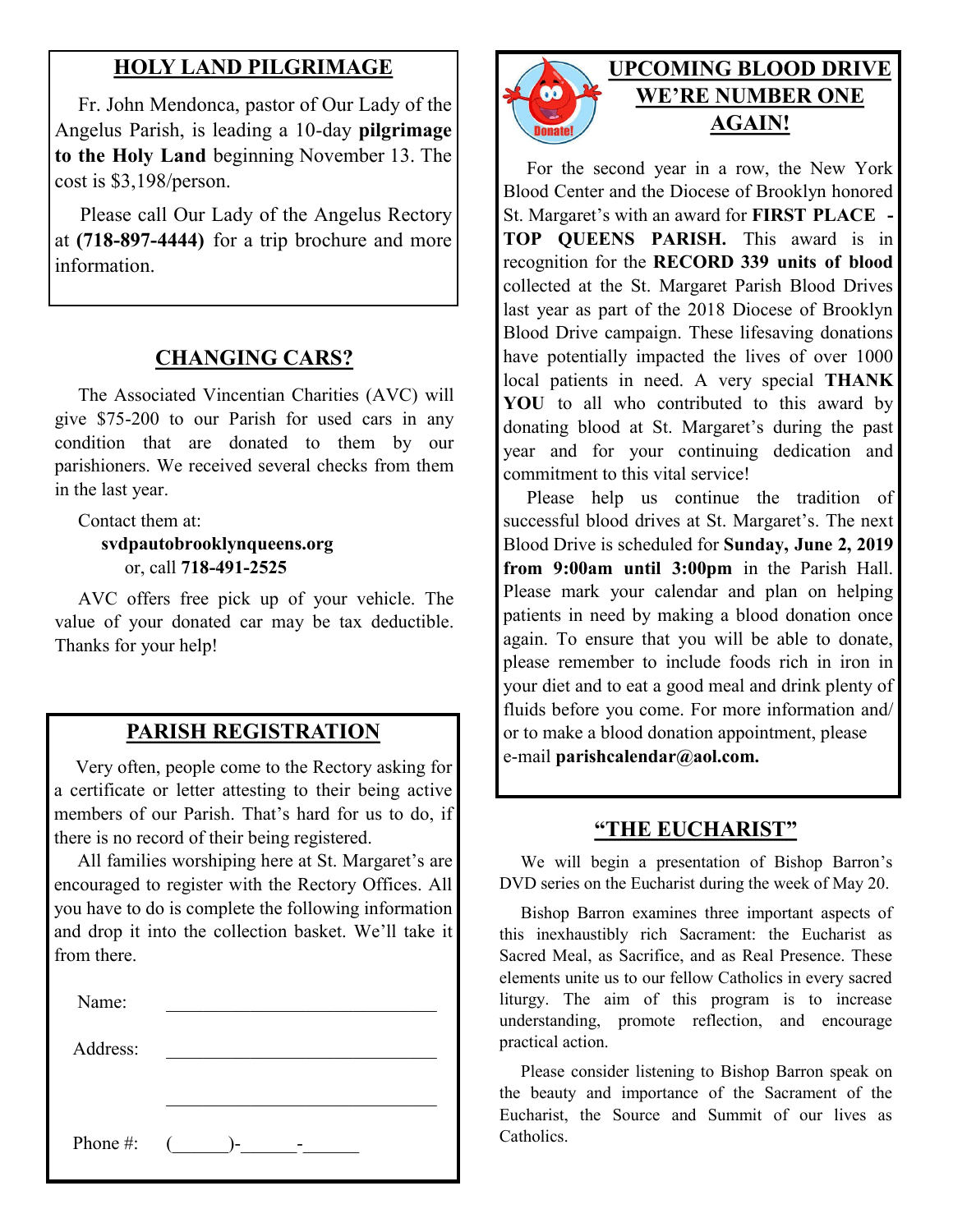## HOLY LAND PILGRIMAGE

Fr. John Mendonca, pastor of Our Lady of the Angelus Parish, is leading a 10-day **pilgrimage to the Holy Land** beginning November 13. The cost is $3,198/person.

Please call Our Lady of the Angelus Rectory at **(718-897-4444)** for a trip brochure and more information.

## CHANGING CARS?

The Associated Vincentian Charities (AVC) will give $75-200 to our Parish for used cars in any condition that are donated to them by our parishioners. We received several checks from them in the last year.

Contact them at:
**svdpautobrooklynqueens.org**
or, call **718-491-2525**

AVC offers free pick up of your vehicle. The value of your donated car may be tax deductible. Thanks for your help!

## PARISH REGISTRATION

Very often, people come to the Rectory asking for a certificate or letter attesting to their being active members of our Parish. That's hard for us to do, if there is no record of their being registered.

All families worshiping here at St. Margaret's are encouraged to register with the Rectory Offices. All you have to do is complete the following information and drop it into the collection basket. We'll take it from there.

Name: ______________________________

Address: ______________________________

______________________________

Phone #: (______)-______-______

## UPCOMING BLOOD DRIVE WE'RE NUMBER ONE AGAIN!

For the second year in a row, the New York Blood Center and the Diocese of Brooklyn honored St. Margaret's with an award for **FIRST PLACE - TOP QUEENS PARISH.** This award is in recognition for the **RECORD 339 units of blood** collected at the St. Margaret Parish Blood Drives last year as part of the 2018 Diocese of Brooklyn Blood Drive campaign. These lifesaving donations have potentially impacted the lives of over 1000 local patients in need. A very special **THANK YOU** to all who contributed to this award by donating blood at St. Margaret's during the past year and for your continuing dedication and commitment to this vital service!

Please help us continue the tradition of successful blood drives at St. Margaret's. The next Blood Drive is scheduled for **Sunday, June 2, 2019 from 9:00am until 3:00pm** in the Parish Hall. Please mark your calendar and plan on helping patients in need by making a blood donation once again. To ensure that you will be able to donate, please remember to include foods rich in iron in your diet and to eat a good meal and drink plenty of fluids before you come. For more information and/or to make a blood donation appointment, please e-mail **parishcalendar@aol.com.**

## "THE EUCHARIST"

We will begin a presentation of Bishop Barron's DVD series on the Eucharist during the week of May 20.

Bishop Barron examines three important aspects of this inexhaustibly rich Sacrament: the Eucharist as Sacred Meal, as Sacrifice, and as Real Presence. These elements unite us to our fellow Catholics in every sacred liturgy. The aim of this program is to increase understanding, promote reflection, and encourage practical action.

Please consider listening to Bishop Barron speak on the beauty and importance of the Sacrament of the Eucharist, the Source and Summit of our lives as Catholics.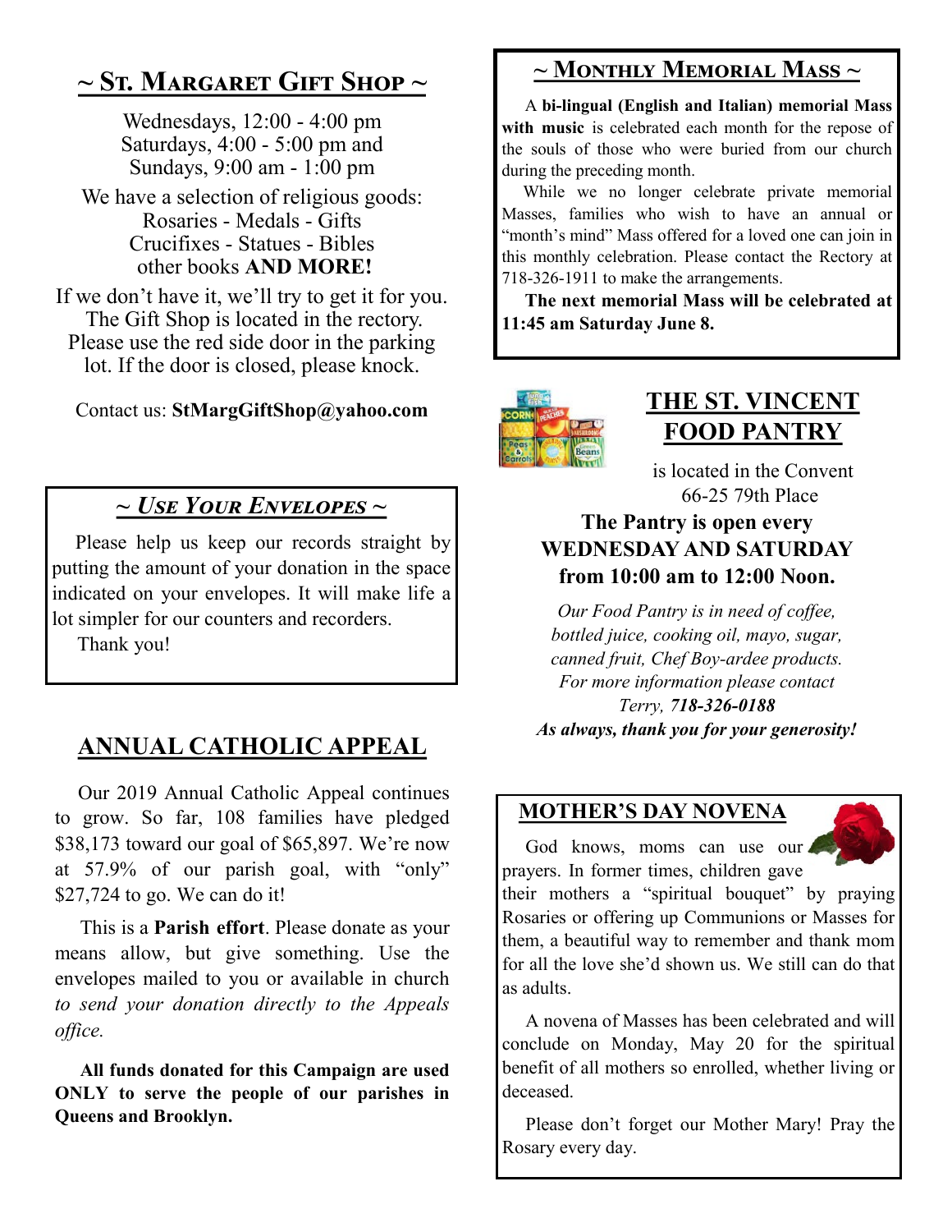## ~ St. Margaret Gift Shop ~

Wednesdays, 12:00 - 4:00 pm
Saturdays, 4:00 - 5:00 pm and
Sundays, 9:00 am - 1:00 pm

We have a selection of religious goods:
Rosaries - Medals - Gifts
Crucifixes - Statues - Bibles
other books **AND MORE!**

If we don't have it, we'll try to get it for you. The Gift Shop is located in the rectory. Please use the red side door in the parking lot. If the door is closed, please knock.

Contact us: **StMargGiftShop@yahoo.com**

## ~ *Use Your Envelopes* ~

Please help us keep our records straight by putting the amount of your donation in the space indicated on your envelopes. It will make life a lot simpler for our counters and recorders.

Thank you!

## ANNUAL CATHOLIC APPEAL

Our 2019 Annual Catholic Appeal continues to grow. So far, 108 families have pledged \$38,173 toward our goal of \$65,897. We're now at 57.9% of our parish goal, with "only" \$27,724 to go. We can do it!

This is a **Parish effort**. Please donate as your means allow, but give something. Use the envelopes mailed to you or available in church *to send your donation directly to the Appeals office.*

**All funds donated for this Campaign are used ONLY to serve the people of our parishes in Queens and Brooklyn.**

## ~ Monthly Memorial Mass ~

A **bi-lingual (English and Italian) memorial Mass with music** is celebrated each month for the repose of the souls of those who were buried from our church during the preceding month.

While we no longer celebrate private memorial Masses, families who wish to have an annual or "month's mind" Mass offered for a loved one can join in this monthly celebration. Please contact the Rectory at 718-326-1911 to make the arrangements.

**The next memorial Mass will be celebrated at 11:45 am Saturday June 8.**

## THE ST. VINCENT FOOD PANTRY

is located in the Convent
66-25 79th Place

**The Pantry is open every WEDNESDAY AND SATURDAY from 10:00 am to 12:00 Noon.**

*Our Food Pantry is in need of coffee, bottled juice, cooking oil, mayo, sugar, canned fruit, Chef Boy-ardee products. For more information please contact Terry,* ***718-326-0188***

***As always, thank you for your generosity!***

## MOTHER'S DAY NOVENA

God knows, moms can use our prayers. In former times, children gave their mothers a "spiritual bouquet" by praying Rosaries or offering up Communions or Masses for them, a beautiful way to remember and thank mom for all the love she'd shown us. We still can do that as adults.

A novena of Masses has been celebrated and will conclude on Monday, May 20 for the spiritual benefit of all mothers so enrolled, whether living or deceased.

Please don't forget our Mother Mary! Pray the Rosary every day.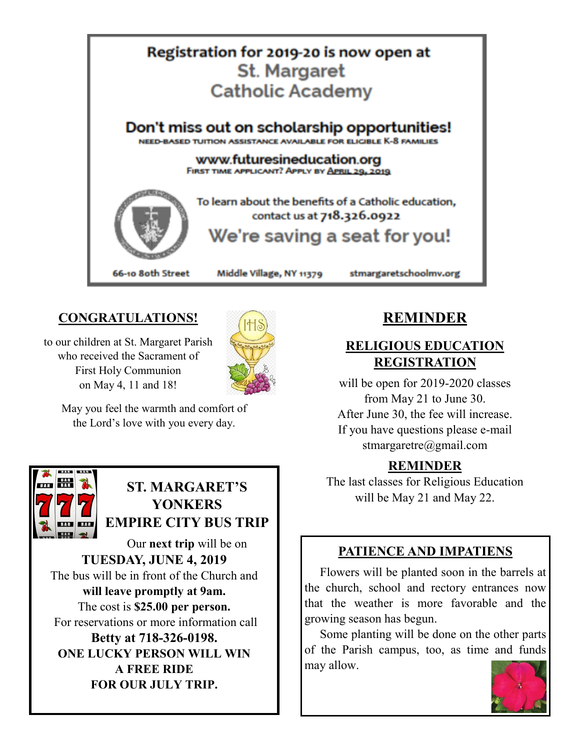## Registration for 2019-20 is now open at St. Margaret Catholic Academy

**Don't miss out on scholarship opportunities!**

NEED-BASED TUITION ASSISTANCE AVAILABLE FOR ELIGIBLE K-8 FAMILIES

www.futuresineducation.org

FIRST TIME APPLICANT? APPLY BY APRIL 29, 2019

To learn about the benefits of a Catholic education, contact us at 718.326.0922

**We're saving a seat for you!**

66-10 80th Street | Middle Village, NY 11379 | stmargaretschoolmv.org

## CONGRATULATIONS!

to our children at St. Margaret Parish who received the Sacrament of First Holy Communion on May 4, 11 and 18!

May you feel the warmth and comfort of the Lord's love with you every day.

## ST. MARGARET'S YONKERS EMPIRE CITY BUS TRIP

Our **next trip** will be on

**TUESDAY, JUNE 4, 2019**

The bus will be in front of the Church and **will leave promptly at 9am.**

The cost is **$25.00 per person.**

For reservations or more information call

**Betty at 718-326-0198.**

**ONE LUCKY PERSON WILL WIN A FREE RIDE FOR OUR JULY TRIP.**

## REMINDER

### RELIGIOUS EDUCATION REGISTRATION

will be open for 2019-2020 classes from May 21 to June 30. After June 30, the fee will increase. If you have questions please e-mail stmargaretre@gmail.com

### REMINDER

The last classes for Religious Education will be May 21 and May 22.

## PATIENCE AND IMPATIENS

Flowers will be planted soon in the barrels at the church, school and rectory entrances now that the weather is more favorable and the growing season has begun.

Some planting will be done on the other parts of the Parish campus, too, as time and funds may allow.